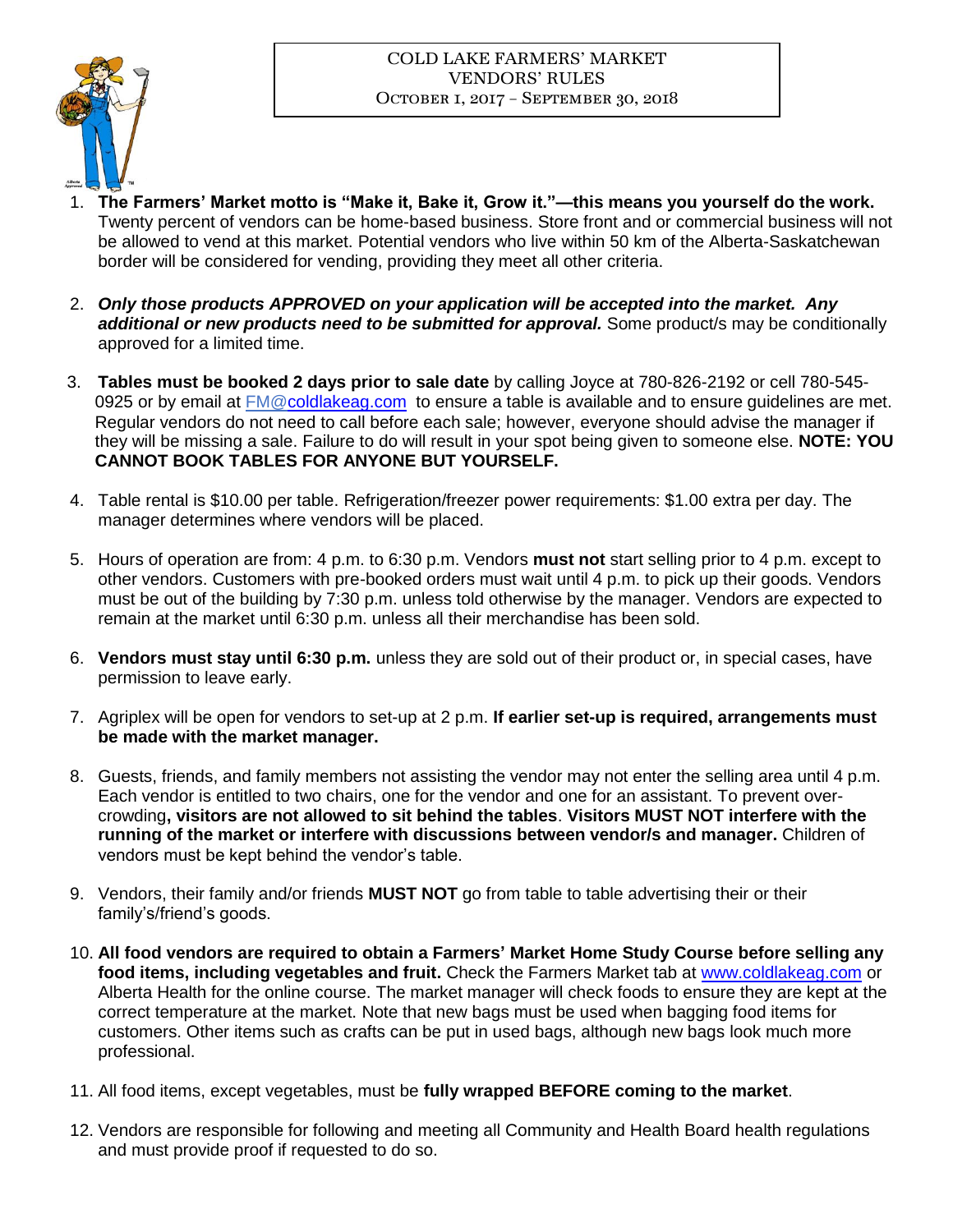# COLD LAKE FARMERS' MARKET
## VENDORS' RULES
### October 1, 2017 – September 30, 2018

1. **The Farmers' Market motto is "Make it, Bake it, Grow it."—this means you yourself do the work.** Twenty percent of vendors can be home-based business. Store front and or commercial business will not be allowed to vend at this market. Potential vendors who live within 50 km of the Alberta-Saskatchewan border will be considered for vending, providing they meet all other criteria.

2. ***Only those products APPROVED on your application will be accepted into the market. Any additional or new products need to be submitted for approval.*** Some product/s may be conditionally approved for a limited time.

3. **Tables must be booked 2 days prior to sale date** by calling Joyce at 780-826-2192 or cell 780-545-0925 or by email at FM@coldlakeag.com to ensure a table is available and to ensure guidelines are met. Regular vendors do not need to call before each sale; however, everyone should advise the manager if they will be missing a sale. Failure to do will result in your spot being given to someone else. **NOTE: YOU CANNOT BOOK TABLES FOR ANYONE BUT YOURSELF.**

4. Table rental is $10.00 per table. Refrigeration/freezer power requirements: $1.00 extra per day. The manager determines where vendors will be placed.

5. Hours of operation are from: 4 p.m. to 6:30 p.m. Vendors **must not** start selling prior to 4 p.m. except to other vendors. Customers with pre-booked orders must wait until 4 p.m. to pick up their goods. Vendors must be out of the building by 7:30 p.m. unless told otherwise by the manager. Vendors are expected to remain at the market until 6:30 p.m. unless all their merchandise has been sold.

6. **Vendors must stay until 6:30 p.m.** unless they are sold out of their product or, in special cases, have permission to leave early.

7. Agriplex will be open for vendors to set-up at 2 p.m. **If earlier set-up is required, arrangements must be made with the market manager.**

8. Guests, friends, and family members not assisting the vendor may not enter the selling area until 4 p.m. Each vendor is entitled to two chairs, one for the vendor and one for an assistant. To prevent over-crowding**, visitors are not allowed to sit behind the tables**. **Visitors MUST NOT interfere with the running of the market or interfere with discussions between vendor/s and manager.** Children of vendors must be kept behind the vendor's table.

9. Vendors, their family and/or friends **MUST NOT** go from table to table advertising their or their family's/friend's goods.

10. **All food vendors are required to obtain a Farmers' Market Home Study Course before selling any food items, including vegetables and fruit.** Check the Farmers Market tab at www.coldlakeag.com or Alberta Health for the online course. The market manager will check foods to ensure they are kept at the correct temperature at the market. Note that new bags must be used when bagging food items for customers. Other items such as crafts can be put in used bags, although new bags look much more professional.

11. All food items, except vegetables, must be **fully wrapped BEFORE coming to the market**.

12. Vendors are responsible for following and meeting all Community and Health Board health regulations and must provide proof if requested to do so.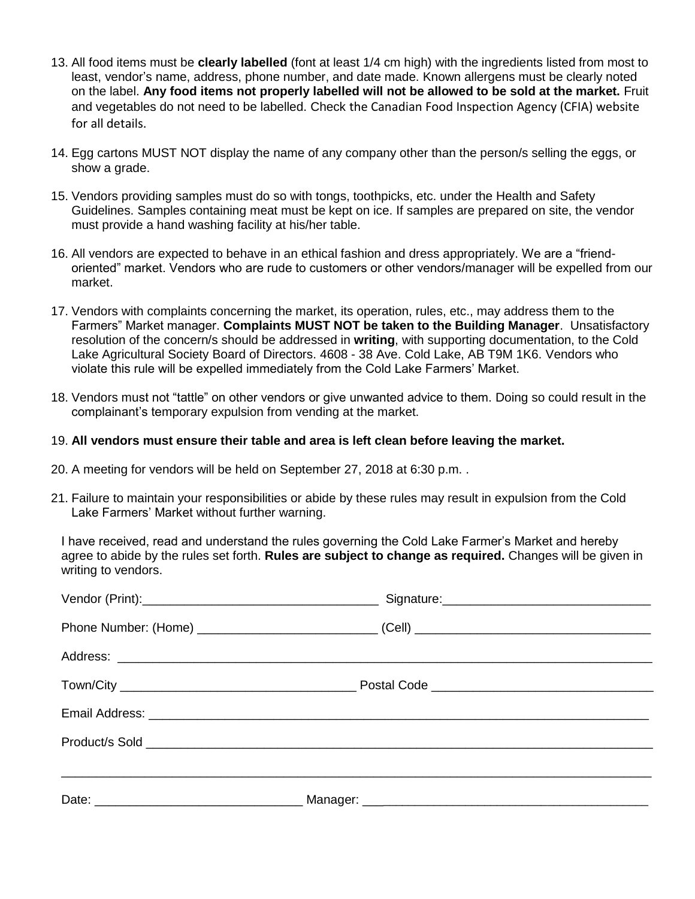13. All food items must be **clearly labelled** (font at least 1/4 cm high) with the ingredients listed from most to least, vendor's name, address, phone number, and date made. Known allergens must be clearly noted on the label. **Any food items not properly labelled will not be allowed to be sold at the market.** Fruit and vegetables do not need to be labelled. Check the Canadian Food Inspection Agency (CFIA) website for all details.

14. Egg cartons MUST NOT display the name of any company other than the person/s selling the eggs, or show a grade.

15. Vendors providing samples must do so with tongs, toothpicks, etc. under the Health and Safety Guidelines. Samples containing meat must be kept on ice. If samples are prepared on site, the vendor must provide a hand washing facility at his/her table.

16. All vendors are expected to behave in an ethical fashion and dress appropriately. We are a "friend-oriented" market. Vendors who are rude to customers or other vendors/manager will be expelled from our market.

17. Vendors with complaints concerning the market, its operation, rules, etc., may address them to the Farmers" Market manager. **Complaints MUST NOT be taken to the Building Manager**. Unsatisfactory resolution of the concern/s should be addressed in **writing**, with supporting documentation, to the Cold Lake Agricultural Society Board of Directors. 4608 - 38 Ave. Cold Lake, AB T9M 1K6. Vendors who violate this rule will be expelled immediately from the Cold Lake Farmers' Market.

18. Vendors must not "tattle" on other vendors or give unwanted advice to them. Doing so could result in the complainant's temporary expulsion from vending at the market.

19. **All vendors must ensure their table and area is left clean before leaving the market.**

20. A meeting for vendors will be held on September 27, 2018 at 6:30 p.m. .

21. Failure to maintain your responsibilities or abide by these rules may result in expulsion from the Cold Lake Farmers' Market without further warning.

I have received, read and understand the rules governing the Cold Lake Farmer's Market and hereby agree to abide by the rules set forth. **Rules are subject to change as required.** Changes will be given in writing to vendors.

Vendor (Print):__________________________________ Signature:_____________________________

Phone Number: (Home) _________________________ (Cell) _________________________________

Address: ____________________________________________________________________________

Town/City _________________________________ Postal Code _______________________________

Email Address: _______________________________________________________________________

Product/s Sold ________________________________________________________________________

_____________________________________________________________________________________

Date: _____________________________ Manager: ________________________________________